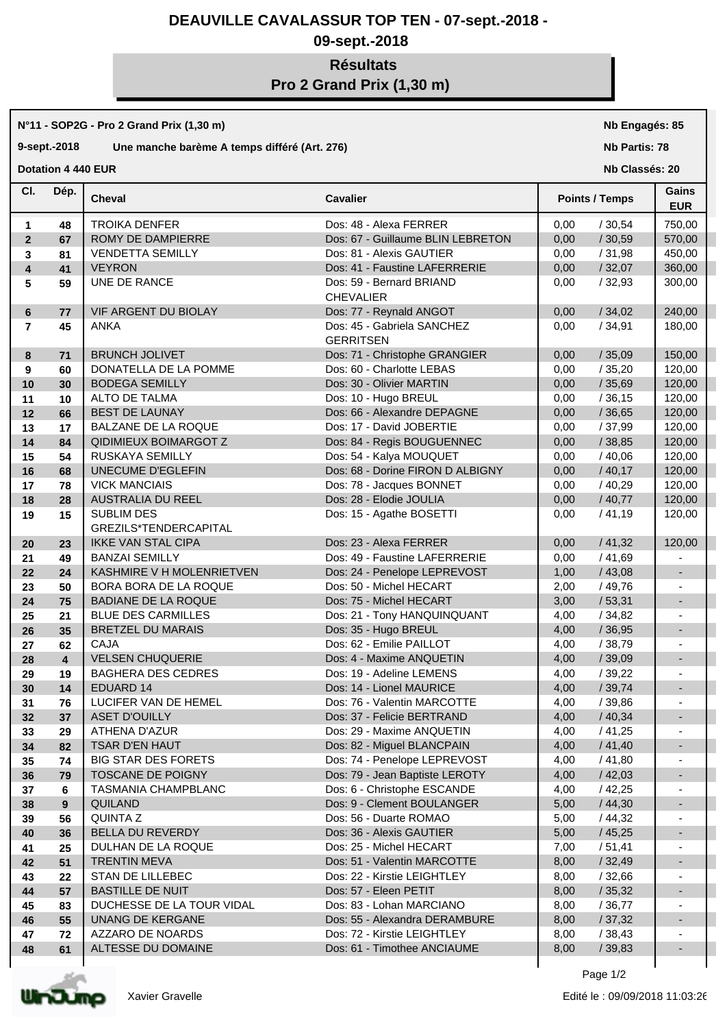# DEAUVILLE CAVALASSUR TOP TEN - 07-sept.-2018 - 09-sept.-2018

## Résultats
## Pro 2 Grand Prix (1,30 m)

**N°11 - SOP2G - Pro 2 Grand Prix (1,30 m)** — **Nb Engagés: 85**

**9-sept.-2018** — **Une manche barème A temps différé (Art. 276)** — **Nb Partis: 78**

**Dotation 4 440 EUR** — **Nb Classés: 20**

| Cl. | Dép. | Cheval | Cavalier | Points | Temps | Gains EUR |
|---|---|---|---|---|---|---|
| 1 | 48 | TROIKA DENFER | Dos: 48 - Alexa FERRER | 0,00 | / 30,54 | 750,00 |
| 2 | 67 | ROMY DE DAMPIERRE | Dos: 67 - Guillaume BLIN LEBRETON | 0,00 | / 30,59 | 570,00 |
| 3 | 81 | VENDETTA SEMILLY | Dos: 81 - Alexis GAUTIER | 0,00 | / 31,98 | 450,00 |
| 4 | 41 | VEYRON | Dos: 41 - Faustine LAFERRERIE | 0,00 | / 32,07 | 360,00 |
| 5 | 59 | UNE DE RANCE | Dos: 59 - Bernard BRIAND CHEVALIER | 0,00 | / 32,93 | 300,00 |
| 6 | 77 | VIF ARGENT DU BIOLAY | Dos: 77 - Reynald ANGOT | 0,00 | / 34,02 | 240,00 |
| 7 | 45 | ANKA | Dos: 45 - Gabriela SANCHEZ GERRITSEN | 0,00 | / 34,91 | 180,00 |
| 8 | 71 | BRUNCH JOLIVET | Dos: 71 - Christophe GRANGIER | 0,00 | / 35,09 | 150,00 |
| 9 | 60 | DONATELLA DE LA POMME | Dos: 60 - Charlotte LEBAS | 0,00 | / 35,20 | 120,00 |
| 10 | 30 | BODEGA SEMILLY | Dos: 30 - Olivier MARTIN | 0,00 | / 35,69 | 120,00 |
| 11 | 10 | ALTO DE TALMA | Dos: 10 - Hugo BREUL | 0,00 | / 36,15 | 120,00 |
| 12 | 66 | BEST DE LAUNAY | Dos: 66 - Alexandre DEPAGNE | 0,00 | / 36,65 | 120,00 |
| 13 | 17 | BALZANE DE LA ROQUE | Dos: 17 - David JOBERTIE | 0,00 | / 37,99 | 120,00 |
| 14 | 84 | QIDIMIEUX BOIMARGOT Z | Dos: 84 - Regis BOUGUENNEC | 0,00 | / 38,85 | 120,00 |
| 15 | 54 | RUSKAYA SEMILLY | Dos: 54 - Kalya MOUQUET | 0,00 | / 40,06 | 120,00 |
| 16 | 68 | UNECUME D'EGLEFIN | Dos: 68 - Dorine FIRON D ALBIGNY | 0,00 | / 40,17 | 120,00 |
| 17 | 78 | VICK MANCIAIS | Dos: 78 - Jacques BONNET | 0,00 | / 40,29 | 120,00 |
| 18 | 28 | AUSTRALIA DU REEL | Dos: 28 - Elodie JOULIA | 0,00 | / 40,77 | 120,00 |
| 19 | 15 | SUBLIM DES GREZILS*TENDERCAPITAL | Dos: 15 - Agathe BOSETTI | 0,00 | / 41,19 | 120,00 |
| 20 | 23 | IKKE VAN STAL CIPA | Dos: 23 - Alexa FERRER | 0,00 | / 41,32 | 120,00 |
| 21 | 49 | BANZAI SEMILLY | Dos: 49 - Faustine LAFERRERIE | 0,00 | / 41,69 | - |
| 22 | 24 | KASHMIRE V H MOLENRIETVEN | Dos: 24 - Penelope LEPREVOST | 1,00 | / 43,08 | - |
| 23 | 50 | BORA BORA DE LA ROQUE | Dos: 50 - Michel HECART | 2,00 | / 49,76 | - |
| 24 | 75 | BADIANE DE LA ROQUE | Dos: 75 - Michel HECART | 3,00 | / 53,31 | - |
| 25 | 21 | BLUE DES CARMILLES | Dos: 21 - Tony HANQUINQUANT | 4,00 | / 34,82 | - |
| 26 | 35 | BRETZEL DU MARAIS | Dos: 35 - Hugo BREUL | 4,00 | / 36,95 | - |
| 27 | 62 | CAJA | Dos: 62 - Emilie PAILLOT | 4,00 | / 38,79 | - |
| 28 | 4 | VELSEN CHUQUERIE | Dos: 4 - Maxime ANQUETIN | 4,00 | / 39,09 | - |
| 29 | 19 | BAGHERA DES CEDRES | Dos: 19 - Adeline LEMENS | 4,00 | / 39,22 | - |
| 30 | 14 | EDUARD 14 | Dos: 14 - Lionel MAURICE | 4,00 | / 39,74 | - |
| 31 | 76 | LUCIFER VAN DE HEMEL | Dos: 76 - Valentin MARCOTTE | 4,00 | / 39,86 | - |
| 32 | 37 | ASET D'OUILLY | Dos: 37 - Felicie BERTRAND | 4,00 | / 40,34 | - |
| 33 | 29 | ATHENA D'AZUR | Dos: 29 - Maxime ANQUETIN | 4,00 | / 41,25 | - |
| 34 | 82 | TSAR D'EN HAUT | Dos: 82 - Miguel BLANCPAIN | 4,00 | / 41,40 | - |
| 35 | 74 | BIG STAR DES FORETS | Dos: 74 - Penelope LEPREVOST | 4,00 | / 41,80 | - |
| 36 | 79 | TOSCANE DE POIGNY | Dos: 79 - Jean Baptiste LEROTY | 4,00 | / 42,03 | - |
| 37 | 6 | TASMANIA CHAMPBLANC | Dos: 6 - Christophe ESCANDE | 4,00 | / 42,25 | - |
| 38 | 9 | QUILAND | Dos: 9 - Clement BOULANGER | 5,00 | / 44,30 | - |
| 39 | 56 | QUINTA Z | Dos: 56 - Duarte ROMAO | 5,00 | / 44,32 | - |
| 40 | 36 | BELLA DU REVERDY | Dos: 36 - Alexis GAUTIER | 5,00 | / 45,25 | - |
| 41 | 25 | DULHAN DE LA ROQUE | Dos: 25 - Michel HECART | 7,00 | / 51,41 | - |
| 42 | 51 | TRENTIN MEVA | Dos: 51 - Valentin MARCOTTE | 8,00 | / 32,49 | - |
| 43 | 22 | STAN DE LILLEBEC | Dos: 22 - Kirstie LEIGHTLEY | 8,00 | / 32,66 | - |
| 44 | 57 | BASTILLE DE NUIT | Dos: 57 - Eleen PETIT | 8,00 | / 35,32 | - |
| 45 | 83 | DUCHESSE DE LA TOUR VIDAL | Dos: 83 - Lohan MARCIANO | 8,00 | / 36,77 | - |
| 46 | 55 | UNANG DE KERGANE | Dos: 55 - Alexandra DERAMBURE | 8,00 | / 37,32 | - |
| 47 | 72 | AZZARO DE NOARDS | Dos: 72 - Kirstie LEIGHTLEY | 8,00 | / 38,43 | - |
| 48 | 61 | ALTESSE DU DOMAINE | Dos: 61 - Timothee ANCIAUME | 8,00 | / 39,83 | - |

Xavier Gravelle — Edité le : 09/09/2018 11:03:26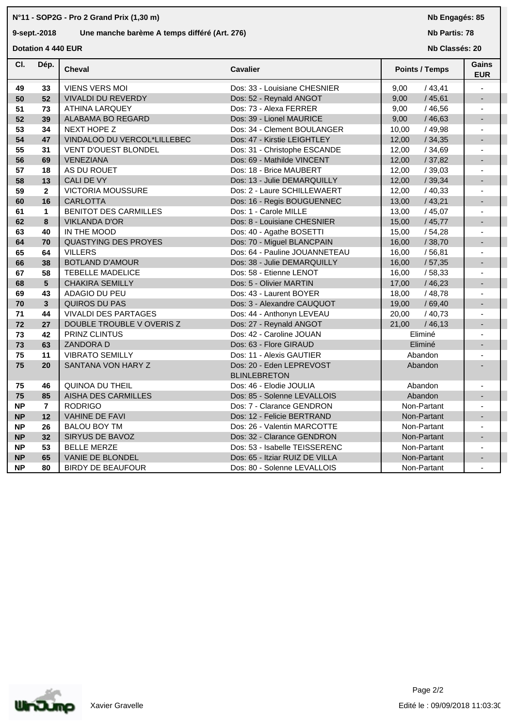**N°11 - SOP2G - Pro 2 Grand Prix (1,30 m)**

**9-sept.-2018** **Une manche barème A temps différé (Art. 276)**

**Dotation 4 440 EUR**

**Nb Engagés: 85**

**Nb Partis: 78**

**Nb Classés: 20**

| Cl. | Dép. | Cheval | Cavalier | Points / Temps | Gains EUR |
|---|---|---|---|---|---|
| 49 | 33 | VIENS VERS MOI | Dos: 33 - Louisiane CHESNIER | 9,00 / 43,41 | - |
| 50 | 52 | VIVALDI DU REVERDY | Dos: 52 - Reynald ANGOT | 9,00 / 45,61 | - |
| 51 | 73 | ATHINA LARQUEY | Dos: 73 - Alexa FERRER | 9,00 / 46,56 | - |
| 52 | 39 | ALABAMA BO REGARD | Dos: 39 - Lionel MAURICE | 9,00 / 46,63 | - |
| 53 | 34 | NEXT HOPE Z | Dos: 34 - Clement BOULANGER | 10,00 / 49,98 | - |
| 54 | 47 | VINDALOO DU VERCOL*LILLEBEC | Dos: 47 - Kirstie LEIGHTLEY | 12,00 / 34,35 | - |
| 55 | 31 | VENT D'OUEST BLONDEL | Dos: 31 - Christophe ESCANDE | 12,00 / 34,69 | - |
| 56 | 69 | VENEZIANA | Dos: 69 - Mathilde VINCENT | 12,00 / 37,82 | - |
| 57 | 18 | AS DU ROUET | Dos: 18 - Brice MAUBERT | 12,00 / 39,03 | - |
| 58 | 13 | CALI DE VY | Dos: 13 - Julie DEMARQUILLY | 12,00 / 39,34 | - |
| 59 | 2 | VICTORIA MOUSSURE | Dos: 2 - Laure SCHILLEWAERT | 12,00 / 40,33 | - |
| 60 | 16 | CARLOTTA | Dos: 16 - Regis BOUGUENNEC | 13,00 / 43,21 | - |
| 61 | 1 | BENITOT DES CARMILLES | Dos: 1 - Carole MILLE | 13,00 / 45,07 | - |
| 62 | 8 | VIKLANDA D'OR | Dos: 8 - Louisiane CHESNIER | 15,00 / 45,77 | - |
| 63 | 40 | IN THE MOOD | Dos: 40 - Agathe BOSETTI | 15,00 / 54,28 | - |
| 64 | 70 | QUASTYING DES PROYES | Dos: 70 - Miguel BLANCPAIN | 16,00 / 38,70 | - |
| 65 | 64 | VILLERS | Dos: 64 - Pauline JOUANNETEAU | 16,00 / 56,81 | - |
| 66 | 38 | BOTLAND D'AMOUR | Dos: 38 - Julie DEMARQUILLY | 16,00 / 57,35 | - |
| 67 | 58 | TEBELLE MADELICE | Dos: 58 - Etienne LENOT | 16,00 / 58,33 | - |
| 68 | 5 | CHAKIRA SEMILLY | Dos: 5 - Olivier MARTIN | 17,00 / 46,23 | - |
| 69 | 43 | ADAGIO DU PEU | Dos: 43 - Laurent BOYER | 18,00 / 48,78 | - |
| 70 | 3 | QUIROS DU PAS | Dos: 3 - Alexandre CAUQUOT | 19,00 / 69,40 | - |
| 71 | 44 | VIVALDI DES PARTAGES | Dos: 44 - Anthonyn LEVEAU | 20,00 / 40,73 | - |
| 72 | 27 | DOUBLE TROUBLE V OVERIS Z | Dos: 27 - Reynald ANGOT | 21,00 / 46,13 | - |
| 73 | 42 | PRINZ CLINTUS | Dos: 42 - Caroline JOUAN | Eliminé | - |
| 73 | 63 | ZANDORA D | Dos: 63 - Flore GIRAUD | Eliminé | - |
| 75 | 11 | VIBRATO SEMILLY | Dos: 11 - Alexis GAUTIER | Abandon | - |
| 75 | 20 | SANTANA VON HARY Z | Dos: 20 - Eden LEPREVOST BLINLEBRETON | Abandon | - |
| 75 | 46 | QUINOA DU THEIL | Dos: 46 - Elodie JOULIA | Abandon | - |
| 75 | 85 | AISHA DES CARMILLES | Dos: 85 - Solenne LEVALLOIS | Abandon | - |
| NP | 7 | RODRIGO | Dos: 7 - Clarance GENDRON | Non-Partant | - |
| NP | 12 | VAHINE DE FAVI | Dos: 12 - Felicie BERTRAND | Non-Partant | - |
| NP | 26 | BALOU BOY TM | Dos: 26 - Valentin MARCOTTE | Non-Partant | - |
| NP | 32 | SIRYUS DE BAVOZ | Dos: 32 - Clarance GENDRON | Non-Partant | - |
| NP | 53 | BELLE MERZE | Dos: 53 - Isabelle TEISSERENC | Non-Partant | - |
| NP | 65 | VANIE DE BLONDEL | Dos: 65 - Itziar RUIZ DE VILLA | Non-Partant | - |
| NP | 80 | BIRDY DE BEAUFOUR | Dos: 80 - Solenne LEVALLOIS | Non-Partant | - |

Xavier Gravelle

Edité le : 09/09/2018 11:03:30